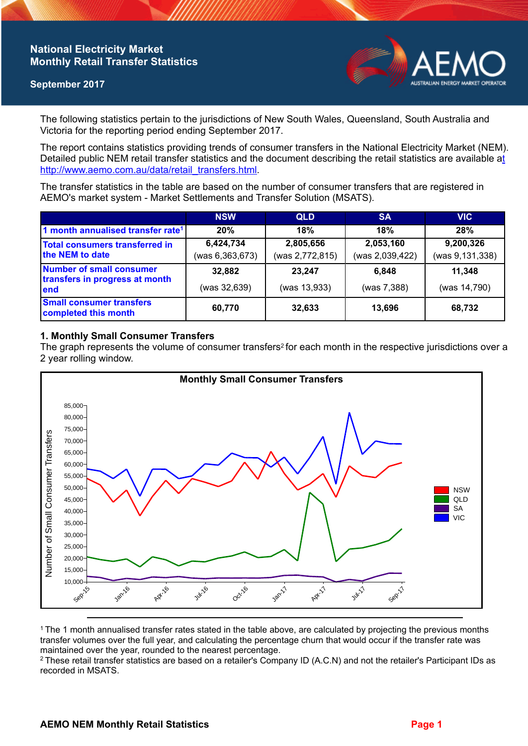# National Electricity Market
## Monthly Retail Transfer Statistics

**September 2017**

The following statistics pertain to the jurisdictions of New South Wales, Queensland, South Australia and Victoria for the reporting period ending September 2017.

The report contains statistics providing trends of consumer transfers in the National Electricity Market (NEM). Detailed public NEM retail transfer statistics and the document describing the retail statistics are available at http://www.aemo.com.au/data/retail_transfers.html.

The transfer statistics in the table are based on the number of consumer transfers that are registered in AEMO's market system - Market Settlements and Transfer Solution (MSATS).

| | NSW | QLD | SA | VIC |
|---|---|---|---|---|
| **1 month annualised transfer rate[1]** | **20%** | **18%** | **18%** | **28%** |
| **Total consumers transferred in the NEM to date** | **6,424,734** (was 6,363,673) | **2,805,656** (was 2,772,815) | **2,053,160** (was 2,039,422) | **9,200,326** (was 9,131,338) |
| **Number of small consumer transfers in progress at month end** | **32,882** (was 32,639) | **23,247** (was 13,933) | **6,848** (was 7,388) | **11,348** (was 14,790) |
| **Small consumer transfers completed this month** | **60,770** | **32,633** | **13,696** | **68,732** |

### 1. Monthly Small Consumer Transfers

The graph represents the volume of consumer transfers[2] for each month in the respective jurisdictions over a 2 year rolling window.

[1] The 1 month annualised transfer rates stated in the table above, are calculated by projecting the previous months transfer volumes over the full year, and calculating the percentage churn that would occur if the transfer rate was maintained over the year, rounded to the nearest percentage.

[2] These retail transfer statistics are based on a retailer's Company ID (A.C.N) and not the retailer's Participant IDs as recorded in MSATS.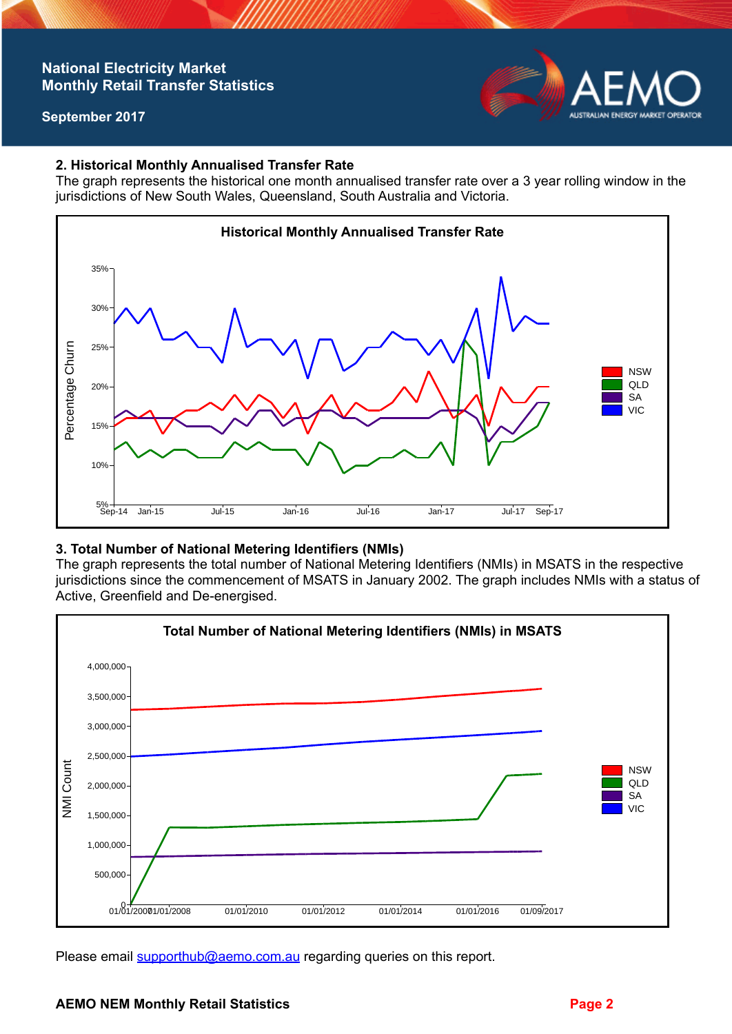## 2. Historical Monthly Annualised Transfer Rate

The graph represents the historical one month annualised transfer rate over a 3 year rolling window in the jurisdictions of New South Wales, Queensland, South Australia and Victoria.

**Historical Monthly Annualised Transfer Rate**

Percentage Churn

35%
30%
25%
20%
15%
10%
5%

Sep-14 Jan-15 Jul-15 Jan-16 Jul-16 Jan-17 Jul-17 Sep-17

NSW
QLD
SA
VIC

## 3. Total Number of National Metering Identifiers (NMIs)

The graph represents the total number of National Metering Identifiers (NMIs) in MSATS in the respective jurisdictions since the commencement of MSATS in January 2002. The graph includes NMIs with a status of Active, Greenfield and De-energised.

**Total Number of National Metering Identifiers (NMIs) in MSATS**

NMI Count

4,000,000
3,500,000
3,000,000
2,500,000
2,000,000
1,500,000
1,000,000
500,000
0

01/01/2007 01/01/2008 01/01/2010 01/01/2012 01/01/2014 01/01/2016 01/09/2017

NSW
QLD
SA
VIC

Please email supporthub@aemo.com.au regarding queries on this report.